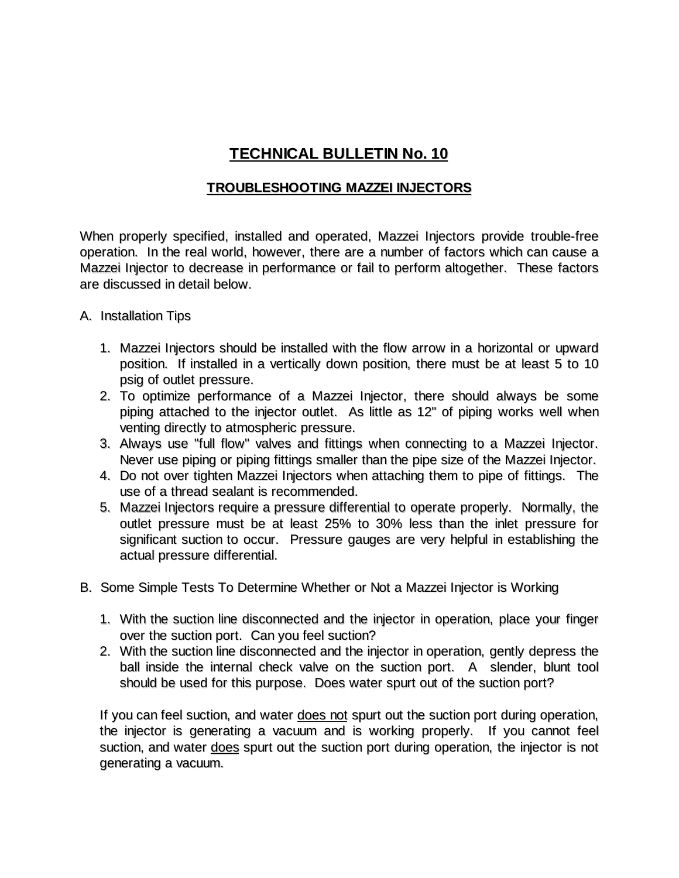# TECHNICAL BULLETIN No. 10

## TROUBLESHOOTING MAZZEI INJECTORS

When properly specified, installed and operated, Mazzei Injectors provide trouble-free operation. In the real world, however, there are a number of factors which can cause a Mazzei Injector to decrease in performance or fail to perform altogether. These factors are discussed in detail below.

A. Installation Tips

1. Mazzei Injectors should be installed with the flow arrow in a horizontal or upward position. If installed in a vertically down position, there must be at least 5 to 10 psig of outlet pressure.
2. To optimize performance of a Mazzei Injector, there should always be some piping attached to the injector outlet. As little as 12" of piping works well when venting directly to atmospheric pressure.
3. Always use "full flow" valves and fittings when connecting to a Mazzei Injector. Never use piping or piping fittings smaller than the pipe size of the Mazzei Injector.
4. Do not over tighten Mazzei Injectors when attaching them to pipe of fittings. The use of a thread sealant is recommended.
5. Mazzei Injectors require a pressure differential to operate properly. Normally, the outlet pressure must be at least 25% to 30% less than the inlet pressure for significant suction to occur. Pressure gauges are very helpful in establishing the actual pressure differential.

B. Some Simple Tests To Determine Whether or Not a Mazzei Injector is Working

1. With the suction line disconnected and the injector in operation, place your finger over the suction port. Can you feel suction?
2. With the suction line disconnected and the injector in operation, gently depress the ball inside the internal check valve on the suction port. A slender, blunt tool should be used for this purpose. Does water spurt out of the suction port?

If you can feel suction, and water <u>does not</u> spurt out the suction port during operation, the injector is generating a vacuum and is working properly. If you cannot feel suction, and water <u>does</u> spurt out the suction port during operation, the injector is not generating a vacuum.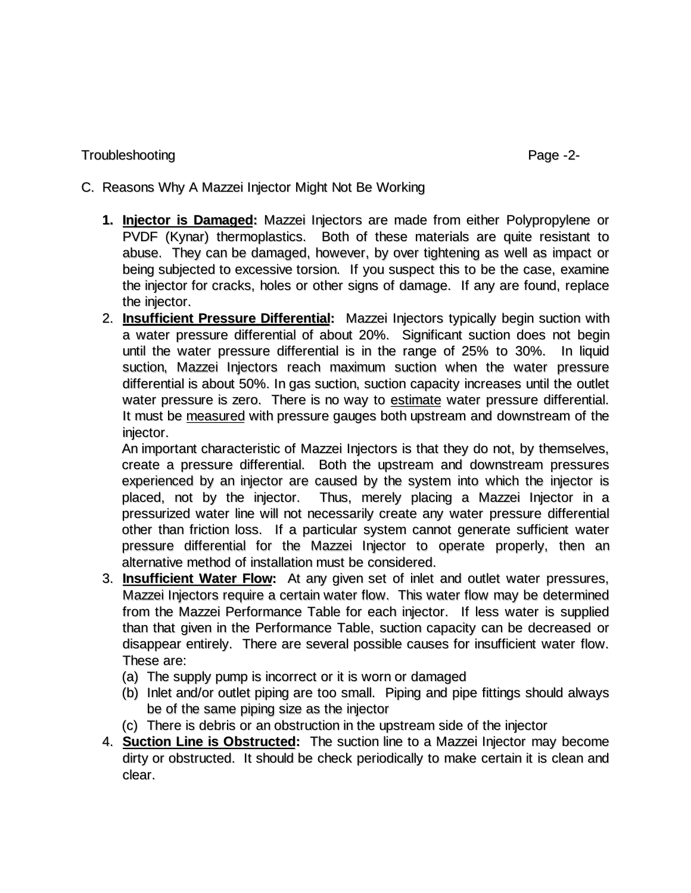C. Reasons Why A Mazzei Injector Might Not Be Working

1. **Injector is Damaged:** Mazzei Injectors are made from either Polypropylene or PVDF (Kynar) thermoplastics. Both of these materials are quite resistant to abuse. They can be damaged, however, by over tightening as well as impact or being subjected to excessive torsion. If you suspect this to be the case, examine the injector for cracks, holes or other signs of damage. If any are found, replace the injector.
2. **Insufficient Pressure Differential:** Mazzei Injectors typically begin suction with a water pressure differential of about 20%. Significant suction does not begin until the water pressure differential is in the range of 25% to 30%. In liquid suction, Mazzei Injectors reach maximum suction when the water pressure differential is about 50%. In gas suction, suction capacity increases until the outlet water pressure is zero. There is no way to <u>estimate</u> water pressure differential. It must be <u>measured</u> with pressure gauges both upstream and downstream of the injector.
   An important characteristic of Mazzei Injectors is that they do not, by themselves, create a pressure differential. Both the upstream and downstream pressures experienced by an injector are caused by the system into which the injector is placed, not by the injector. Thus, merely placing a Mazzei Injector in a pressurized water line will not necessarily create any water pressure differential other than friction loss. If a particular system cannot generate sufficient water pressure differential for the Mazzei Injector to operate properly, then an alternative method of installation must be considered.
3. **Insufficient Water Flow:** At any given set of inlet and outlet water pressures, Mazzei Injectors require a certain water flow. This water flow may be determined from the Mazzei Performance Table for each injector. If less water is supplied than that given in the Performance Table, suction capacity can be decreased or disappear entirely. There are several possible causes for insufficient water flow. These are:
   (a) The supply pump is incorrect or it is worn or damaged
   (b) Inlet and/or outlet piping are too small. Piping and pipe fittings should always be of the same piping size as the injector
   (c) There is debris or an obstruction in the upstream side of the injector
4. **Suction Line is Obstructed:** The suction line to a Mazzei Injector may become dirty or obstructed. It should be check periodically to make certain it is clean and clear.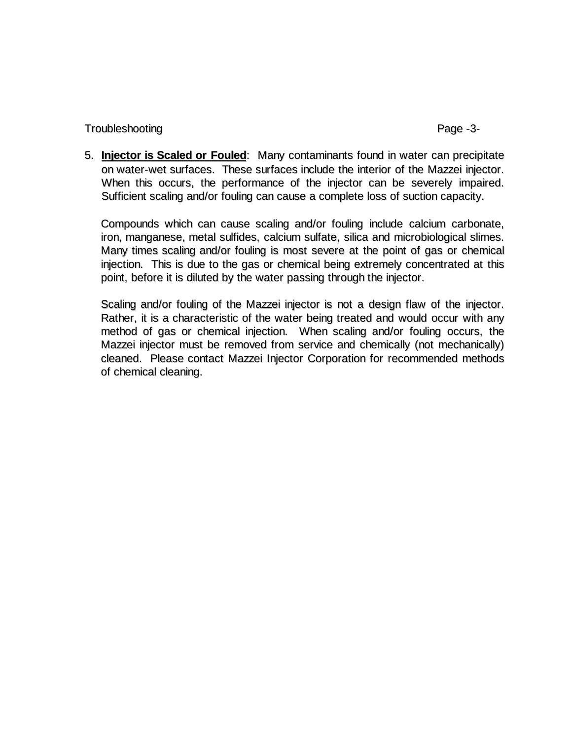5. **Injector is Scaled or Fouled**: Many contaminants found in water can precipitate on water-wet surfaces. These surfaces include the interior of the Mazzei injector. When this occurs, the performance of the injector can be severely impaired. Sufficient scaling and/or fouling can cause a complete loss of suction capacity.

   Compounds which can cause scaling and/or fouling include calcium carbonate, iron, manganese, metal sulfides, calcium sulfate, silica and microbiological slimes. Many times scaling and/or fouling is most severe at the point of gas or chemical injection. This is due to the gas or chemical being extremely concentrated at this point, before it is diluted by the water passing through the injector.

   Scaling and/or fouling of the Mazzei injector is not a design flaw of the injector. Rather, it is a characteristic of the water being treated and would occur with any method of gas or chemical injection. When scaling and/or fouling occurs, the Mazzei injector must be removed from service and chemically (not mechanically) cleaned. Please contact Mazzei Injector Corporation for recommended methods of chemical cleaning.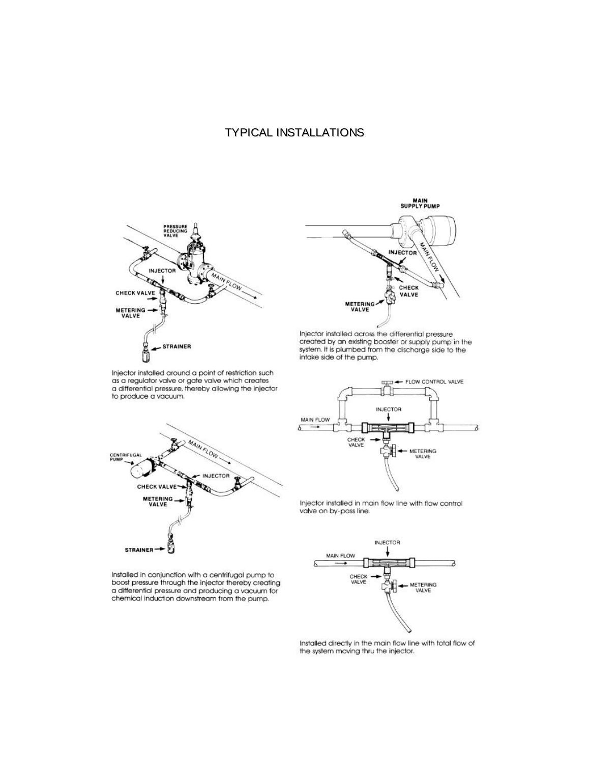# TYPICAL INSTALLATIONS

PRESSURE REDUCING VALVE

INJECTOR

MAIN FLOW

CHECK VALVE

METERING VALVE

STRAINER

Injector installed around a point of restriction such as a regulator valve or gate valve which creates a differential pressure, thereby allowing the injector to produce a vacuum.

MAIN SUPPLY PUMP

INJECTOR

MAIN FLOW

CHECK VALVE

METERING VALVE

Injector installed across the differential pressure created by an existing booster or supply pump in the system. It is plumbed from the discharge side to the intake side of the pump.

FLOW CONTROL VALVE

INJECTOR

MAIN FLOW

CHECK VALVE

METERING VALVE

Injector installed in main flow line with flow control valve on by-pass line.

CENTRIFUGAL PUMP

MAIN FLOW

INJECTOR

CHECK VALVE

METERING VALVE

STRAINER

Installed in conjunction with a centrifugal pump to boost pressure through the injector thereby creating a differential pressure and producing a vacuum for chemical induction downstream from the pump.

INJECTOR

MAIN FLOW

CHECK VALVE

METERING VALVE

Installed directly in the main flow line with total flow of the system moving thru the injector.